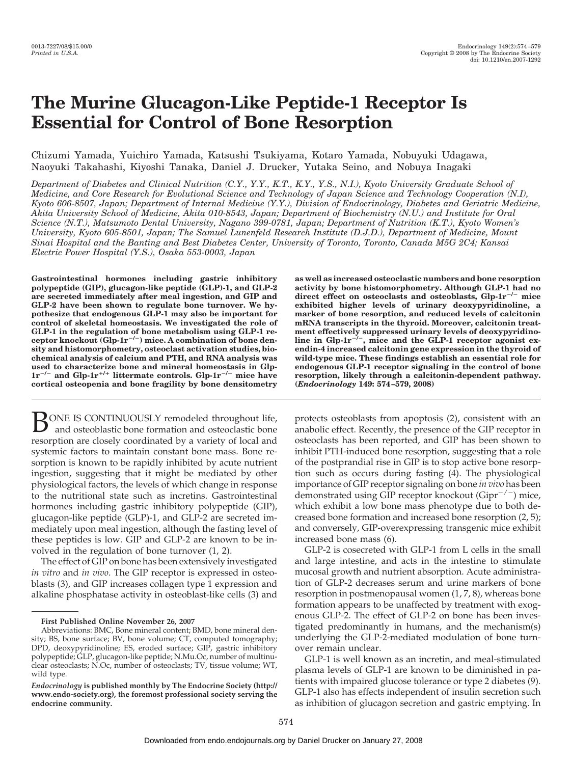# The Murine Glucagon-Like Peptide-1 Receptor Is Essential for Control of Bone Resorption

Chizumi Yamada, Yuichiro Yamada, Katsushi Tsukiyama, Kotaro Yamada, Nobuyuki Udagawa, Naoyuki Takahashi, Kiyoshi Tanaka, Daniel J. Drucker, Yutaka Seino, and Nobuya Inagaki

*Department of Diabetes and Clinical Nutrition (C.Y., Y.Y., K.T., K.Y., Y.S., N.I.), Kyoto University Graduate School of Medicine, and Core Research for Evolutional Science and Technology of Japan Science and Technology Cooperation (N.I), Kyoto 606-8507, Japan; Department of Internal Medicine (Y.Y.), Division of Endocrinology, Diabetes and Geriatric Medicine, Akita University School of Medicine, Akita 010-8543, Japan; Department of Biochemistry (N.U.) and Institute for Oral Science (N.T.), Matsumoto Dental University, Nagano 399-0781, Japan; Department of Nutrition (K.T.), Kyoto Women's University, Kyoto 605-8501, Japan; The Samuel Lunenfeld Research Institute (D.J.D.), Department of Medicine, Mount Sinai Hospital and the Banting and Best Diabetes Center, University of Toronto, Toronto, Canada M5G 2C4; Kansai Electric Power Hospital (Y.S.), Osaka 553-0003, Japan*

**Gastrointestinal hormones including gastric inhibitory polypeptide (GIP), glucagon-like peptide (GLP)-1, and GLP-2 are secreted immediately after meal ingestion, and GIP and GLP-2 have been shown to regulate bone turnover. We hypothesize that endogenous GLP-1 may also be important for control of skeletal homeostasis. We investigated the role of GLP-1 in the regulation of bone metabolism using GLP-1 receptor knockout (Glp-1r$^{-/-}$) mice. A combination of bone density and histomorphometry, osteoclast activation studies, biochemical analysis of calcium and PTH, and RNA analysis was used to characterize bone and mineral homeostasis in Glp-1r$^{-/-}$ and Glp-1r$^{+/+}$ littermate controls. Glp-1r$^{-/-}$ mice have cortical osteopenia and bone fragility by bone densitometry as well as increased osteoclastic numbers and bone resorption activity by bone histomorphometry. Although GLP-1 had no direct effect on osteoclasts and osteoblasts, Glp-1r$^{-/-}$ mice exhibited higher levels of urinary deoxypyridinoline, a marker of bone resorption, and reduced levels of calcitonin mRNA transcripts in the thyroid. Moreover, calcitonin treatment effectively suppressed urinary levels of deoxypyridinoline in Glp-1r$^{-/-}$, mice and the GLP-1 receptor agonist exendin-4 increased calcitonin gene expression in the thyroid of wild-type mice. These findings establish an essential role for endogenous GLP-1 receptor signaling in the control of bone resorption, likely through a calcitonin-dependent pathway. (*Endocrinology* 149: 574–579, 2008)**

BONE IS CONTINUOUSLY remodeled throughout life, and osteoblastic bone formation and osteoclastic bone resorption are closely coordinated by a variety of local and systemic factors to maintain constant bone mass. Bone resorption is known to be rapidly inhibited by acute nutrient ingestion, suggesting that it might be mediated by other physiological factors, the levels of which change in response to the nutritional state such as incretins. Gastrointestinal hormones including gastric inhibitory polypeptide (GIP), glucagon-like peptide (GLP)-1, and GLP-2 are secreted immediately upon meal ingestion, although the fasting level of these peptides is low. GIP and GLP-2 are known to be involved in the regulation of bone turnover (1, 2).

The effect of GIP on bone has been extensively investigated *in vitro* and *in vivo*. The GIP receptor is expressed in osteoblasts (3), and GIP increases collagen type 1 expression and alkaline phosphatase activity in osteoblast-like cells (3) and protects osteoblasts from apoptosis (2), consistent with an anabolic effect. Recently, the presence of the GIP receptor in osteoclasts has been reported, and GIP has been shown to inhibit PTH-induced bone resorption, suggesting that a role of the postprandial rise in GIP is to stop active bone resorption such as occurs during fasting (4). The physiological importance of GIP receptor signaling on bone *in vivo* has been demonstrated using GIP receptor knockout (Gipr$^{-/-}$) mice, which exhibit a low bone mass phenotype due to both decreased bone formation and increased bone resorption (2, 5); and conversely, GIP-overexpressing transgenic mice exhibit increased bone mass (6).

GLP-2 is cosecreted with GLP-1 from L cells in the small and large intestine, and acts in the intestine to stimulate mucosal growth and nutrient absorption. Acute administration of GLP-2 decreases serum and urine markers of bone resorption in postmenopausal women (1, 7, 8), whereas bone formation appears to be unaffected by treatment with exogenous GLP-2. The effect of GLP-2 on bone has been investigated predominantly in humans, and the mechanism(s) underlying the GLP-2-mediated modulation of bone turnover remain unclear.

GLP-1 is well known as an incretin, and meal-stimulated plasma levels of GLP-1 are known to be diminished in patients with impaired glucose tolerance or type 2 diabetes (9). GLP-1 also has effects independent of insulin secretion such as inhibition of glucagon secretion and gastric emptying. In

**First Published Online November 26, 2007**

Abbreviations: BMC, Bone mineral content; BMD, bone mineral density; BS, bone surface; BV, bone volume; CT, computed tomography; DPD, deoxypyridinoline; ES, eroded surface; GIP, gastric inhibitory polypeptide; GLP, glucagon-like peptide; N.Mu.Oc, number of multinuclear osteoclasts; N.Oc, number of osteoclasts; TV, tissue volume; WT, wild type.

***Endocrinology* is published monthly by The Endocrine Society (http://www.endo-society.org), the foremost professional society serving the endocrine community.**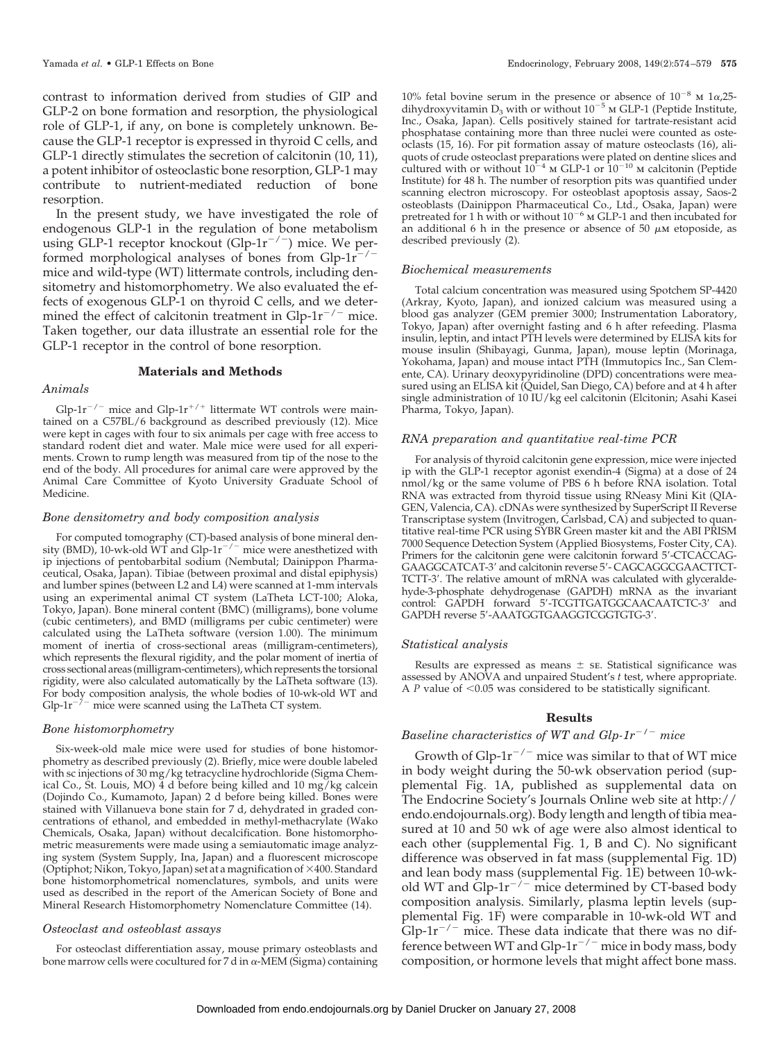contrast to information derived from studies of GIP and GLP-2 on bone formation and resorption, the physiological role of GLP-1, if any, on bone is completely unknown. Because the GLP-1 receptor is expressed in thyroid C cells, and GLP-1 directly stimulates the secretion of calcitonin (10, 11), a potent inhibitor of osteoclastic bone resorption, GLP-1 may contribute to nutrient-mediated reduction of bone resorption.

In the present study, we have investigated the role of endogenous GLP-1 in the regulation of bone metabolism using GLP-1 receptor knockout (Glp-1r$^{-/-}$) mice. We performed morphological analyses of bones from Glp-1r$^{-/-}$ mice and wild-type (WT) littermate controls, including densitometry and histomorphometry. We also evaluated the effects of exogenous GLP-1 on thyroid C cells, and we determined the effect of calcitonin treatment in Glp-1r$^{-/-}$ mice. Taken together, our data illustrate an essential role for the GLP-1 receptor in the control of bone resorption.

## Materials and Methods

### *Animals*

Glp-1r$^{-/-}$ mice and Glp-1r$^{+/+}$ littermate WT controls were maintained on a C57BL/6 background as described previously (12). Mice were kept in cages with four to six animals per cage with free access to standard rodent diet and water. Male mice were used for all experiments. Crown to rump length was measured from tip of the nose to the end of the body. All procedures for animal care were approved by the Animal Care Committee of Kyoto University Graduate School of Medicine.

### *Bone densitometry and body composition analysis*

For computed tomography (CT)-based analysis of bone mineral density (BMD), 10-wk-old WT and Glp-1r$^{-/-}$ mice were anesthetized with ip injections of pentobarbital sodium (Nembutal; Dainippon Pharmaceutical, Osaka, Japan). Tibiae (between proximal and distal epiphysis) and lumber spines (between L2 and L4) were scanned at 1-mm intervals using an experimental animal CT system (LaTheta LCT-100; Aloka, Tokyo, Japan). Bone mineral content (BMC) (milligrams), bone volume (cubic centimeters), and BMD (milligrams per cubic centimeter) were calculated using the LaTheta software (version 1.00). The minimum moment of inertia of cross-sectional areas (milligram-centimeters), which represents the flexural rigidity, and the polar moment of inertia of cross sectional areas (milligram-centimeters), which represents the torsional rigidity, were also calculated automatically by the LaTheta software (13). For body composition analysis, the whole bodies of 10-wk-old WT and Glp-1r$^{-/-}$ mice were scanned using the LaTheta CT system.

### *Bone histomorphometry*

Six-week-old male mice were used for studies of bone histomorphometry as described previously (2). Briefly, mice were double labeled with sc injections of 30 mg/kg tetracycline hydrochloride (Sigma Chemical Co., St. Louis, MO) 4 d before being killed and 10 mg/kg calcein (Dojindo Co., Kumamoto, Japan) 2 d before being killed. Bones were stained with Villanueva bone stain for 7 d, dehydrated in graded concentrations of ethanol, and embedded in methyl-methacrylate (Wako Chemicals, Osaka, Japan) without decalcification. Bone histomorphometric measurements were made using a semiautomatic image analyzing system (System Supply, Ina, Japan) and a fluorescent microscope (Optiphot; Nikon, Tokyo, Japan) set at a magnification of ×400. Standard bone histomorphometrical nomenclatures, symbols, and units were used as described in the report of the American Society of Bone and Mineral Research Histomorphometry Nomenclature Committee (14).

### *Osteoclast and osteoblast assays*

For osteoclast differentiation assay, mouse primary osteoblasts and bone marrow cells were cocultured for 7 d in α-MEM (Sigma) containing 10% fetal bovine serum in the presence or absence of $10^{-8}$ M 1α,25-dihydroxyvitamin $D_3$ with or without $10^{-5}$ M GLP-1 (Peptide Institute, Inc., Osaka, Japan). Cells positively stained for tartrate-resistant acid phosphatase containing more than three nuclei were counted as osteoclasts (15, 16). For pit formation assay of mature osteoclasts (16), aliquots of crude osteoclast preparations were plated on dentine slices and cultured with or without $10^{-4}$ M GLP-1 or $10^{-10}$ M calcitonin (Peptide Institute) for 48 h. The number of resorption pits was quantified under scanning electron microscopy. For osteoblast apoptosis assay, Saos-2 osteoblasts (Dainippon Pharmaceutical Co., Ltd., Osaka, Japan) were pretreated for 1 h with or without $10^{-6}$ M GLP-1 and then incubated for an additional 6 h in the presence or absence of 50 μM etoposide, as described previously (2).

### *Biochemical measurements*

Total calcium concentration was measured using Spotchem SP-4420 (Arkray, Kyoto, Japan), and ionized calcium was measured using a blood gas analyzer (GEM premier 3000; Instrumentation Laboratory, Tokyo, Japan) after overnight fasting and 6 h after refeeding. Plasma insulin, leptin, and intact PTH levels were determined by ELISA kits for mouse insulin (Shibayagi, Gunma, Japan), mouse leptin (Morinaga, Yokohama, Japan) and mouse intact PTH (Immutopics Inc., San Clemente, CA). Urinary deoxypyridinoline (DPD) concentrations were measured using an ELISA kit (Quidel, San Diego, CA) before and at 4 h after single administration of 10 IU/kg eel calcitonin (Elcitonin; Asahi Kasei Pharma, Tokyo, Japan).

### *RNA preparation and quantitative real-time PCR*

For analysis of thyroid calcitonin gene expression, mice were injected ip with the GLP-1 receptor agonist exendin-4 (Sigma) at a dose of 24 nmol/kg or the same volume of PBS 6 h before RNA isolation. Total RNA was extracted from thyroid tissue using RNeasy Mini Kit (QIAGEN, Valencia, CA). cDNAs were synthesized by SuperScript II Reverse Transcriptase system (Invitrogen, Carlsbad, CA) and subjected to quantitative real-time PCR using SYBR Green master kit and the ABI PRISM 7000 Sequence Detection System (Applied Biosystems, Foster City, CA). Primers for the calcitonin gene were calcitonin forward 5′-CTCACCAG-GAAGGCATCAT-3′ and calcitonin reverse 5′- CAGCAGGCGAACTTCT-TCTT-3′. The relative amount of mRNA was calculated with glyceraldehyde-3-phosphate dehydrogenase (GAPDH) mRNA as the invariant control: GAPDH forward 5′-TCGTTGATGGCAACAATCTC-3′ and GAPDH reverse 5′-AAATGGTGAAGGTCGGTGTG-3′.

### *Statistical analysis*

Results are expressed as means ± SE. Statistical significance was assessed by ANOVA and unpaired Student's *t* test, where appropriate. A $P$ value of $<0.05$ was considered to be statistically significant.

## Results

### *Baseline characteristics of WT and Glp-1r$^{-/-}$ mice*

Growth of Glp-1r$^{-/-}$ mice was similar to that of WT mice in body weight during the 50-wk observation period (supplemental Fig. 1A, published as supplemental data on The Endocrine Society's Journals Online web site at http://endo.endojournals.org). Body length and length of tibia measured at 10 and 50 wk of age were also almost identical to each other (supplemental Fig. 1, B and C). No significant difference was observed in fat mass (supplemental Fig. 1D) and lean body mass (supplemental Fig. 1E) between 10-wk-old WT and Glp-1r$^{-/-}$ mice determined by CT-based body composition analysis. Similarly, plasma leptin levels (supplemental Fig. 1F) were comparable in 10-wk-old WT and Glp-1r$^{-/-}$ mice. These data indicate that there was no difference between WT and Glp-1r$^{-/-}$ mice in body mass, body composition, or hormone levels that might affect bone mass.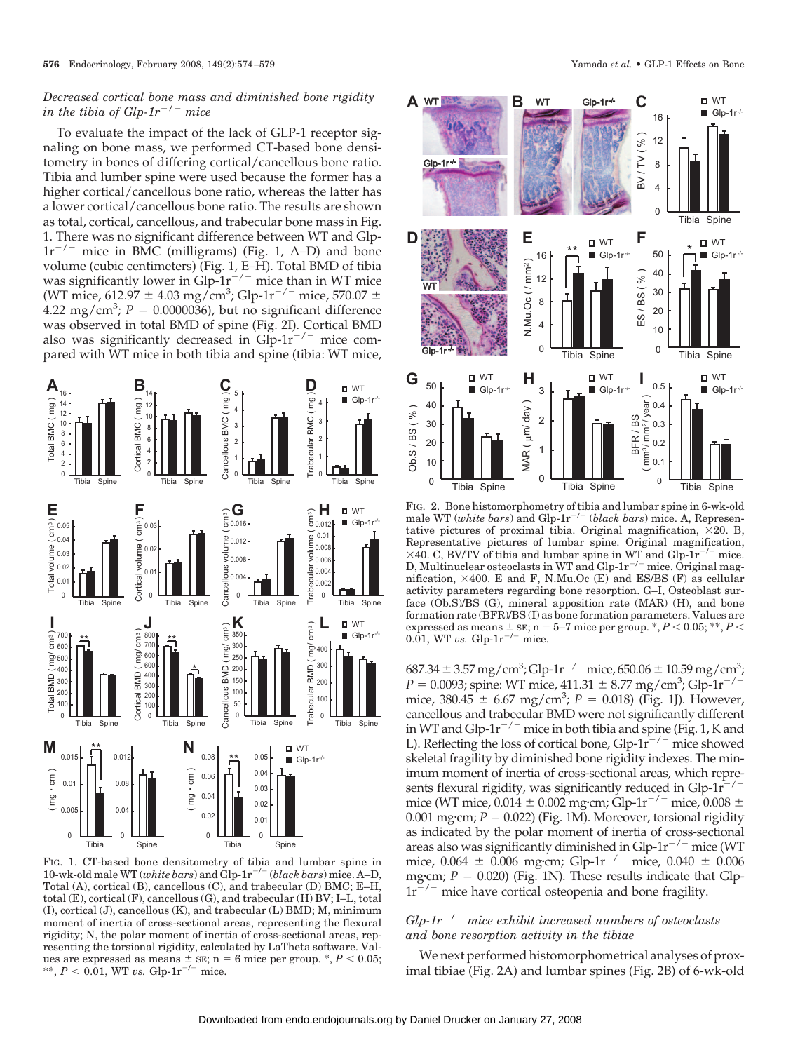*Decreased cortical bone mass and diminished bone rigidity in the tibia of Glp-1r$^{-/-}$ mice*

To evaluate the impact of the lack of GLP-1 receptor signaling on bone mass, we performed CT-based bone densitometry in bones of differing cortical/cancellous bone ratio. Tibia and lumber spine were used because the former has a higher cortical/cancellous bone ratio, whereas the latter has a lower cortical/cancellous bone ratio. The results are shown as total, cortical, cancellous, and trabecular bone mass in Fig. 1. There was no significant difference between WT and Glp-1r$^{-/-}$ mice in BMC (milligrams) (Fig. 1, A–D) and bone volume (cubic centimeters) (Fig. 1, E–H). Total BMD of tibia was significantly lower in Glp-1r$^{-/-}$ mice than in WT mice (WT mice, 612.97 ± 4.03 mg/cm$^3$; Glp-1r$^{-/-}$ mice, 570.07 ± 4.22 mg/cm$^3$; $P = 0.0000036$), but no significant difference was observed in total BMD of spine (Fig. 2I). Cortical BMD also was significantly decreased in Glp-1r$^{-/-}$ mice compared with WT mice in both tibia and spine (tibia: WT mice, 687.34 ± 3.57 mg/cm$^3$; Glp-1r$^{-/-}$ mice, 650.06 ± 10.59 mg/cm$^3$; $P = 0.0093$; spine: WT mice, 411.31 ± 8.77 mg/cm$^3$; Glp-1r$^{-/-}$ mice, 380.45 ± 6.67 mg/cm$^3$; $P = 0.018$) (Fig. 1J). However, cancellous and trabecular BMD were not significantly different in WT and Glp-1r$^{-/-}$ mice in both tibia and spine (Fig. 1, K and L). Reflecting the loss of cortical bone, Glp-1r$^{-/-}$ mice showed skeletal fragility by diminished bone rigidity indexes. The minimum moment of inertia of cross-sectional areas, which represents flexural rigidity, was significantly reduced in Glp-1r$^{-/-}$ mice (WT mice, 0.014 ± 0.002 mg·cm; Glp-1r$^{-/-}$ mice, 0.008 ± 0.001 mg·cm; $P = 0.022$) (Fig. 1M). Moreover, torsional rigidity as indicated by the polar moment of inertia of cross-sectional areas also was significantly diminished in Glp-1r$^{-/-}$ mice (WT mice, 0.064 ± 0.006 mg·cm; Glp-1r$^{-/-}$ mice, 0.040 ± 0.006 mg·cm; $P = 0.020$) (Fig. 1N). These results indicate that Glp-1r$^{-/-}$ mice have cortical osteopenia and bone fragility.

FIG. 1. CT-based bone densitometry of tibia and lumbar spine in 10-wk-old male WT (*white bars*) and Glp-1r$^{-/-}$ (*black bars*) mice. A–D, Total (A), cortical (B), cancellous (C), and trabecular (D) BMC; E–H, total (E), cortical (F), cancellous (G), and trabecular (H) BV; I–L, total (I), cortical (J), cancellous (K), and trabecular (L) BMD; M, minimum moment of inertia of cross-sectional areas, representing the flexural rigidity; N, the polar moment of inertia of cross-sectional areas, representing the torsional rigidity, calculated by LaTheta software. Values are expressed as means ± SE; n = 6 mice per group. *, $P < 0.05$; **, $P < 0.01$, WT *vs.* Glp-1r$^{-/-}$ mice.

FIG. 2. Bone histomorphometry of tibia and lumbar spine in 6-wk-old male WT (*white bars*) and Glp-1r$^{-/-}$ (*black bars*) mice. A, Representative pictures of proximal tibia. Original magnification, ×20. B, Representative pictures of lumbar spine. Original magnification, ×40. C, BV/TV of tibia and lumbar spine in WT and Glp-1r$^{-/-}$ mice. D, Multinuclear osteoclasts in WT and Glp-1r$^{-/-}$ mice. Original magnification, ×400. E and F, N.Mu.Oc (E) and ES/BS (F) as cellular activity parameters regarding bone resorption. G–I, Osteoblast surface (Ob.S)/BS (G), mineral apposition rate (MAR) (H), and bone formation rate (BFR)/BS (I) as bone formation parameters. Values are expressed as means ± SE; n = 5–7 mice per group. *, $P < 0.05$; **, $P < 0.01$, WT *vs.* Glp-1r$^{-/-}$ mice.

*Glp-1r$^{-/-}$ mice exhibit increased numbers of osteoclasts and bone resorption activity in the tibiae*

We next performed histomorphometrical analyses of proximal tibiae (Fig. 2A) and lumbar spines (Fig. 2B) of 6-wk-old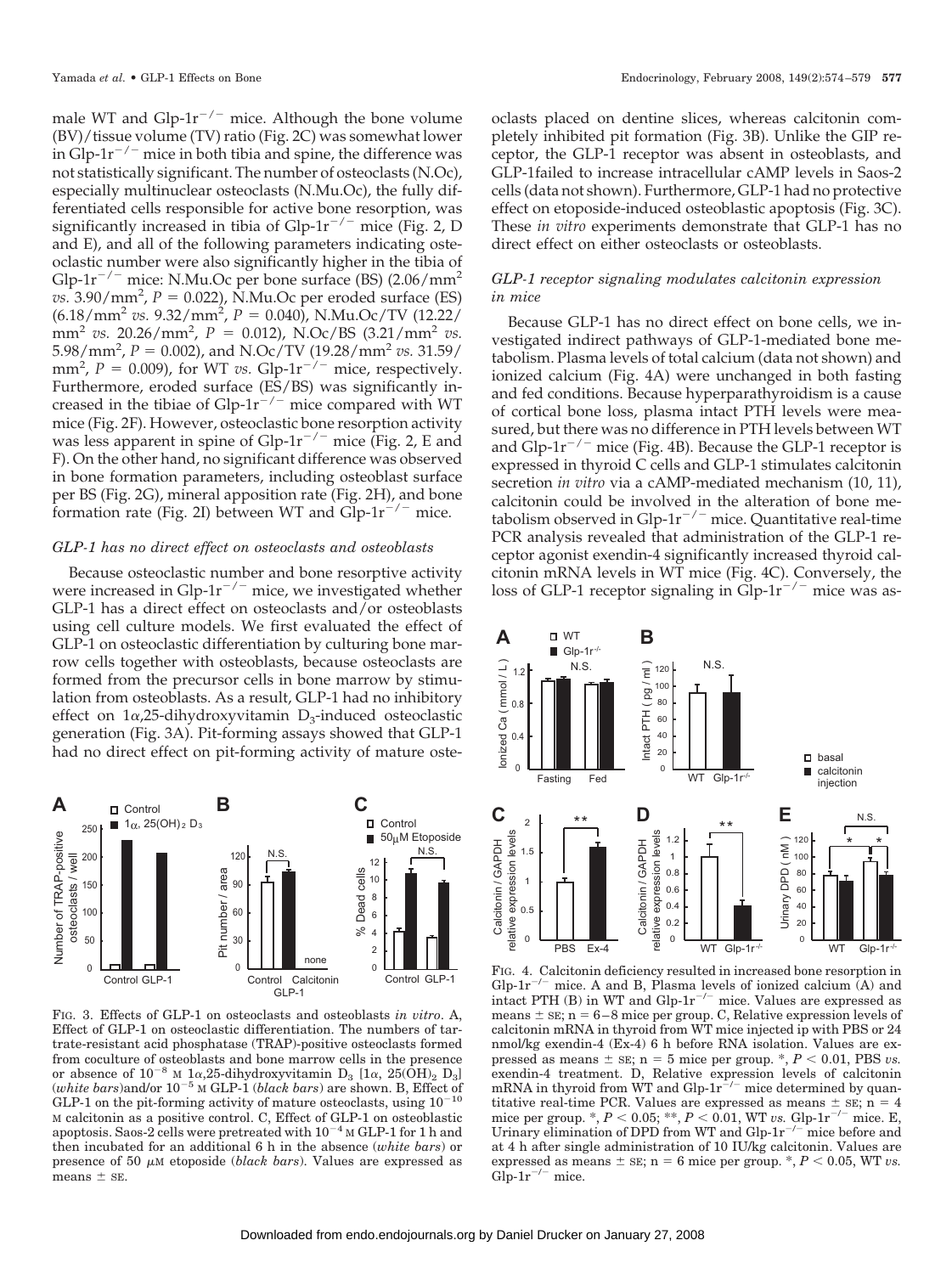male WT and Glp-1r$^{-/-}$ mice. Although the bone volume (BV)/tissue volume (TV) ratio (Fig. 2C) was somewhat lower in Glp-1r$^{-/-}$ mice in both tibia and spine, the difference was not statistically significant. The number of osteoclasts (N.Oc), especially multinuclear osteoclasts (N.Mu.Oc), the fully differentiated cells responsible for active bone resorption, was significantly increased in tibia of Glp-1r$^{-/-}$ mice (Fig. 2, D and E), and all of the following parameters indicating osteoclastic number were also significantly higher in the tibia of Glp-1r$^{-/-}$ mice: N.Mu.Oc per bone surface (BS) (2.06/mm$^2$ *vs.* 3.90/mm$^2$, $P = 0.022$), N.Mu.Oc per eroded surface (ES) (6.18/mm$^2$ *vs.* 9.32/mm$^2$, $P = 0.040$), N.Mu.Oc/TV (12.22/mm$^2$ *vs.* 20.26/mm$^2$, $P = 0.012$), N.Oc/BS (3.21/mm$^2$ *vs.* 5.98/mm$^2$, $P = 0.002$), and N.Oc/TV (19.28/mm$^2$ *vs.* 31.59/mm$^2$, $P = 0.009$), for WT *vs.* Glp-1r$^{-/-}$ mice, respectively. Furthermore, eroded surface (ES/BS) was significantly increased in the tibiae of Glp-1r$^{-/-}$ mice compared with WT mice (Fig. 2F). However, osteoclastic bone resorption activity was less apparent in spine of Glp-1r$^{-/-}$ mice (Fig. 2, E and F). On the other hand, no significant difference was observed in bone formation parameters, including osteoblast surface per BS (Fig. 2G), mineral apposition rate (Fig. 2H), and bone formation rate (Fig. 2I) between WT and Glp-1r$^{-/-}$ mice.

### GLP-1 has no direct effect on osteoclasts and osteoblasts

Because osteoclastic number and bone resorptive activity were increased in Glp-1r$^{-/-}$ mice, we investigated whether GLP-1 has a direct effect on osteoclasts and/or osteoblasts using cell culture models. We first evaluated the effect of GLP-1 on osteoclastic differentiation by culturing bone marrow cells together with osteoblasts, because osteoclasts are formed from the precursor cells in bone marrow by stimulation from osteoblasts. As a result, GLP-1 had no inhibitory effect on 1α,25-dihydroxyvitamin $D_3$-induced osteoclastic generation (Fig. 3A). Pit-forming assays showed that GLP-1 had no direct effect on pit-forming activity of mature osteoclasts placed on dentine slices, whereas calcitonin completely inhibited pit formation (Fig. 3B). Unlike the GIP receptor, the GLP-1 receptor was absent in osteoblasts, and GLP-1failed to increase intracellular cAMP levels in Saos-2 cells (data not shown). Furthermore, GLP-1 had no protective effect on etoposide-induced osteoblastic apoptosis (Fig. 3C). These *in vitro* experiments demonstrate that GLP-1 has no direct effect on either osteoclasts or osteoblasts.

FIG. 3. Effects of GLP-1 on osteoclasts and osteoblasts *in vitro*. A, Effect of GLP-1 on osteoclastic differentiation. The numbers of tartrate-resistant acid phosphatase (TRAP)-positive osteoclasts formed from coculture of osteoblasts and bone marrow cells in the presence or absence of $10^{-8}$ M 1α,25-dihydroxyvitamin $D_3$ [1α, 25(OH)$_2$ $D_3$] (*white bars*)and/or $10^{-5}$ M GLP-1 (*black bars*) are shown. B, Effect of GLP-1 on the pit-forming activity of mature osteoclasts, using $10^{-10}$ M calcitonin as a positive control. C, Effect of GLP-1 on osteoblastic apoptosis. Saos-2 cells were pretreated with $10^{-4}$ M GLP-1 for 1 h and then incubated for an additional 6 h in the absence (*white bars*) or presence of 50 μM etoposide (*black bars*). Values are expressed as means ± SE.

### GLP-1 receptor signaling modulates calcitonin expression in mice

Because GLP-1 has no direct effect on bone cells, we investigated indirect pathways of GLP-1-mediated bone metabolism. Plasma levels of total calcium (data not shown) and ionized calcium (Fig. 4A) were unchanged in both fasting and fed conditions. Because hyperparathyroidism is a cause of cortical bone loss, plasma intact PTH levels were measured, but there was no difference in PTH levels between WT and Glp-1r$^{-/-}$ mice (Fig. 4B). Because the GLP-1 receptor is expressed in thyroid C cells and GLP-1 stimulates calcitonin secretion *in vitro* via a cAMP-mediated mechanism (10, 11), calcitonin could be involved in the alteration of bone metabolism observed in Glp-1r$^{-/-}$ mice. Quantitative real-time PCR analysis revealed that administration of the GLP-1 receptor agonist exendin-4 significantly increased thyroid calcitonin mRNA levels in WT mice (Fig. 4C). Conversely, the loss of GLP-1 receptor signaling in Glp-1r$^{-/-}$ mice was as-

FIG. 4. Calcitonin deficiency resulted in increased bone resorption in Glp-1r$^{-/-}$ mice. A and B, Plasma levels of ionized calcium (A) and intact PTH (B) in WT and Glp-1r$^{-/-}$ mice. Values are expressed as means ± SE; n = 6–8 mice per group. C, Relative expression levels of calcitonin mRNA in thyroid from WT mice injected ip with PBS or 24 nmol/kg exendin-4 (Ex-4) 6 h before RNA isolation. Values are expressed as means ± SE; n = 5 mice per group. *, $P < 0.01$, PBS *vs.* exendin-4 treatment. D, Relative expression levels of calcitonin mRNA in thyroid from WT and Glp-1r$^{-/-}$ mice determined by quantitative real-time PCR. Values are expressed as means ± SE; n = 4 mice per group. *, $P < 0.05$; **, $P < 0.01$, WT *vs.* Glp-1r$^{-/-}$ mice. E, Urinary elimination of DPD from WT and Glp-1r$^{-/-}$ mice before and at 4 h after single administration of 10 IU/kg calcitonin. Values are expressed as means ± SE; n = 6 mice per group. *, $P < 0.05$, WT *vs.* Glp-1r$^{-/-}$ mice.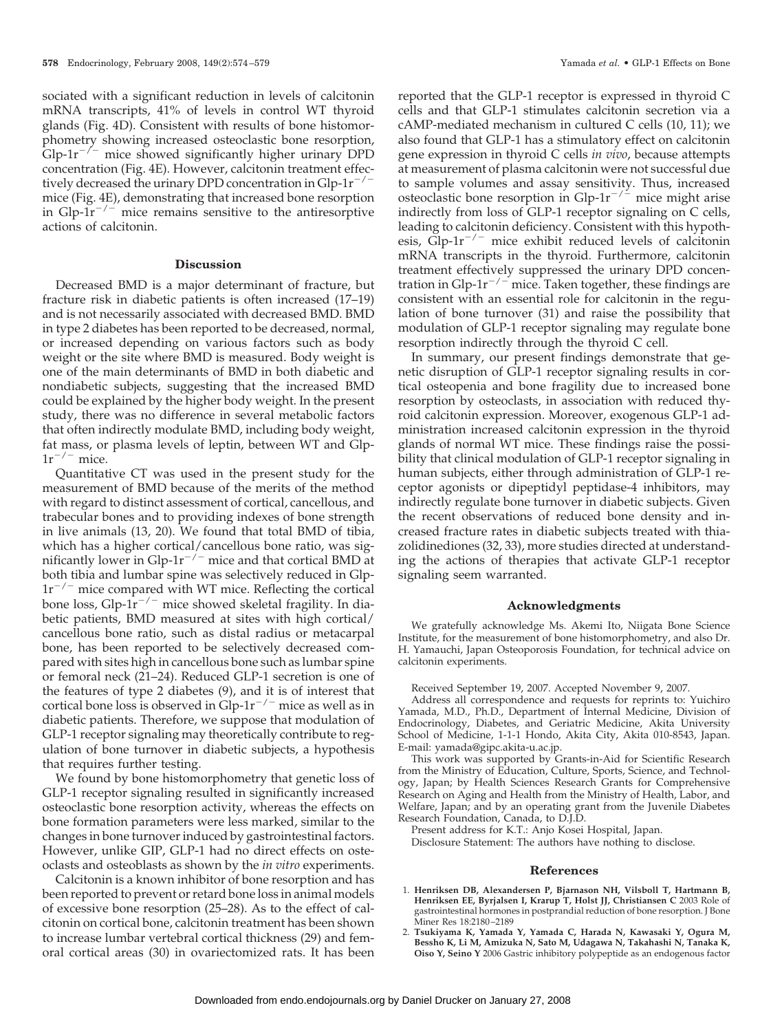sociated with a significant reduction in levels of calcitonin mRNA transcripts, 41% of levels in control WT thyroid glands (Fig. 4D). Consistent with results of bone histomorphometry showing increased osteoclastic bone resorption, Glp-$1r^{-/-}$ mice showed significantly higher urinary DPD concentration (Fig. 4E). However, calcitonin treatment effectively decreased the urinary DPD concentration in Glp-$1r^{-/-}$ mice (Fig. 4E), demonstrating that increased bone resorption in Glp-$1r^{-/-}$ mice remains sensitive to the antiresorptive actions of calcitonin.

## Discussion

Decreased BMD is a major determinant of fracture, but fracture risk in diabetic patients is often increased (17–19) and is not necessarily associated with decreased BMD. BMD in type 2 diabetes has been reported to be decreased, normal, or increased depending on various factors such as body weight or the site where BMD is measured. Body weight is one of the main determinants of BMD in both diabetic and nondiabetic subjects, suggesting that the increased BMD could be explained by the higher body weight. In the present study, there was no difference in several metabolic factors that often indirectly modulate BMD, including body weight, fat mass, or plasma levels of leptin, between WT and Glp-$1r^{-/-}$ mice.

Quantitative CT was used in the present study for the measurement of BMD because of the merits of the method with regard to distinct assessment of cortical, cancellous, and trabecular bones and to providing indexes of bone strength in live animals (13, 20). We found that total BMD of tibia, which has a higher cortical/cancellous bone ratio, was significantly lower in Glp-$1r^{-/-}$ mice and that cortical BMD at both tibia and lumbar spine was selectively reduced in Glp-$1r^{-/-}$ mice compared with WT mice. Reflecting the cortical bone loss, Glp-$1r^{-/-}$ mice showed skeletal fragility. In diabetic patients, BMD measured at sites with high cortical/cancellous bone ratio, such as distal radius or metacarpal bone, has been reported to be selectively decreased compared with sites high in cancellous bone such as lumbar spine or femoral neck (21–24). Reduced GLP-1 secretion is one of the features of type 2 diabetes (9), and it is of interest that cortical bone loss is observed in Glp-$1r^{-/-}$ mice as well as in diabetic patients. Therefore, we suppose that modulation of GLP-1 receptor signaling may theoretically contribute to regulation of bone turnover in diabetic subjects, a hypothesis that requires further testing.

We found by bone histomorphometry that genetic loss of GLP-1 receptor signaling resulted in significantly increased osteoclastic bone resorption activity, whereas the effects on bone formation parameters were less marked, similar to the changes in bone turnover induced by gastrointestinal factors. However, unlike GIP, GLP-1 had no direct effects on osteoclasts and osteoblasts as shown by the *in vitro* experiments.

Calcitonin is a known inhibitor of bone resorption and has been reported to prevent or retard bone loss in animal models of excessive bone resorption (25–28). As to the effect of calcitonin on cortical bone, calcitonin treatment has been shown to increase lumbar vertebral cortical thickness (29) and femoral cortical areas (30) in ovariectomized rats. It has been reported that the GLP-1 receptor is expressed in thyroid C cells and that GLP-1 stimulates calcitonin secretion via a cAMP-mediated mechanism in cultured C cells (10, 11); we also found that GLP-1 has a stimulatory effect on calcitonin gene expression in thyroid C cells *in vivo*, because attempts at measurement of plasma calcitonin were not successful due to sample volumes and assay sensitivity. Thus, increased osteoclastic bone resorption in Glp-$1r^{-/-}$ mice might arise indirectly from loss of GLP-1 receptor signaling on C cells, leading to calcitonin deficiency. Consistent with this hypothesis, Glp-$1r^{-/-}$ mice exhibit reduced levels of calcitonin mRNA transcripts in the thyroid. Furthermore, calcitonin treatment effectively suppressed the urinary DPD concentration in Glp-$1r^{-/-}$ mice. Taken together, these findings are consistent with an essential role for calcitonin in the regulation of bone turnover (31) and raise the possibility that modulation of GLP-1 receptor signaling may regulate bone resorption indirectly through the thyroid C cell.

In summary, our present findings demonstrate that genetic disruption of GLP-1 receptor signaling results in cortical osteopenia and bone fragility due to increased bone resorption by osteoclasts, in association with reduced thyroid calcitonin expression. Moreover, exogenous GLP-1 administration increased calcitonin expression in the thyroid glands of normal WT mice. These findings raise the possibility that clinical modulation of GLP-1 receptor signaling in human subjects, either through administration of GLP-1 receptor agonists or dipeptidyl peptidase-4 inhibitors, may indirectly regulate bone turnover in diabetic subjects. Given the recent observations of reduced bone density and increased fracture rates in diabetic subjects treated with thiazolidinediones (32, 33), more studies directed at understanding the actions of therapies that activate GLP-1 receptor signaling seem warranted.

## Acknowledgments

We gratefully acknowledge Ms. Akemi Ito, Niigata Bone Science Institute, for the measurement of bone histomorphometry, and also Dr. H. Yamauchi, Japan Osteoporosis Foundation, for technical advice on calcitonin experiments.

Received September 19, 2007. Accepted November 9, 2007.

Address all correspondence and requests for reprints to: Yuichiro Yamada, M.D., Ph.D., Department of Internal Medicine, Division of Endocrinology, Diabetes, and Geriatric Medicine, Akita University School of Medicine, 1-1-1 Hondo, Akita City, Akita 010-8543, Japan. E-mail: yamada@gipc.akita-u.ac.jp.

This work was supported by Grants-in-Aid for Scientific Research from the Ministry of Education, Culture, Sports, Science, and Technology, Japan; by Health Sciences Research Grants for Comprehensive Research on Aging and Health from the Ministry of Health, Labor, and Welfare, Japan; and by an operating grant from the Juvenile Diabetes Research Foundation, Canada, to D.J.D.

Present address for K.T.: Anjo Kosei Hospital, Japan.

Disclosure Statement: The authors have nothing to disclose.

## References

1. **Henriksen DB, Alexandersen P, Bjarnason NH, Vilsboll T, Hartmann B, Henriksen EE, Byrjalsen I, Krarup T, Holst JJ, Christiansen C** 2003 Role of gastrointestinal hormones in postprandial reduction of bone resorption. J Bone Miner Res 18:2180–2189
2. **Tsukiyama K, Yamada Y, Yamada C, Harada N, Kawasaki Y, Ogura M, Bessho K, Li M, Amizuka N, Sato M, Udagawa N, Takahashi N, Tanaka K, Oiso Y, Seino Y** 2006 Gastric inhibitory polypeptide as an endogenous factor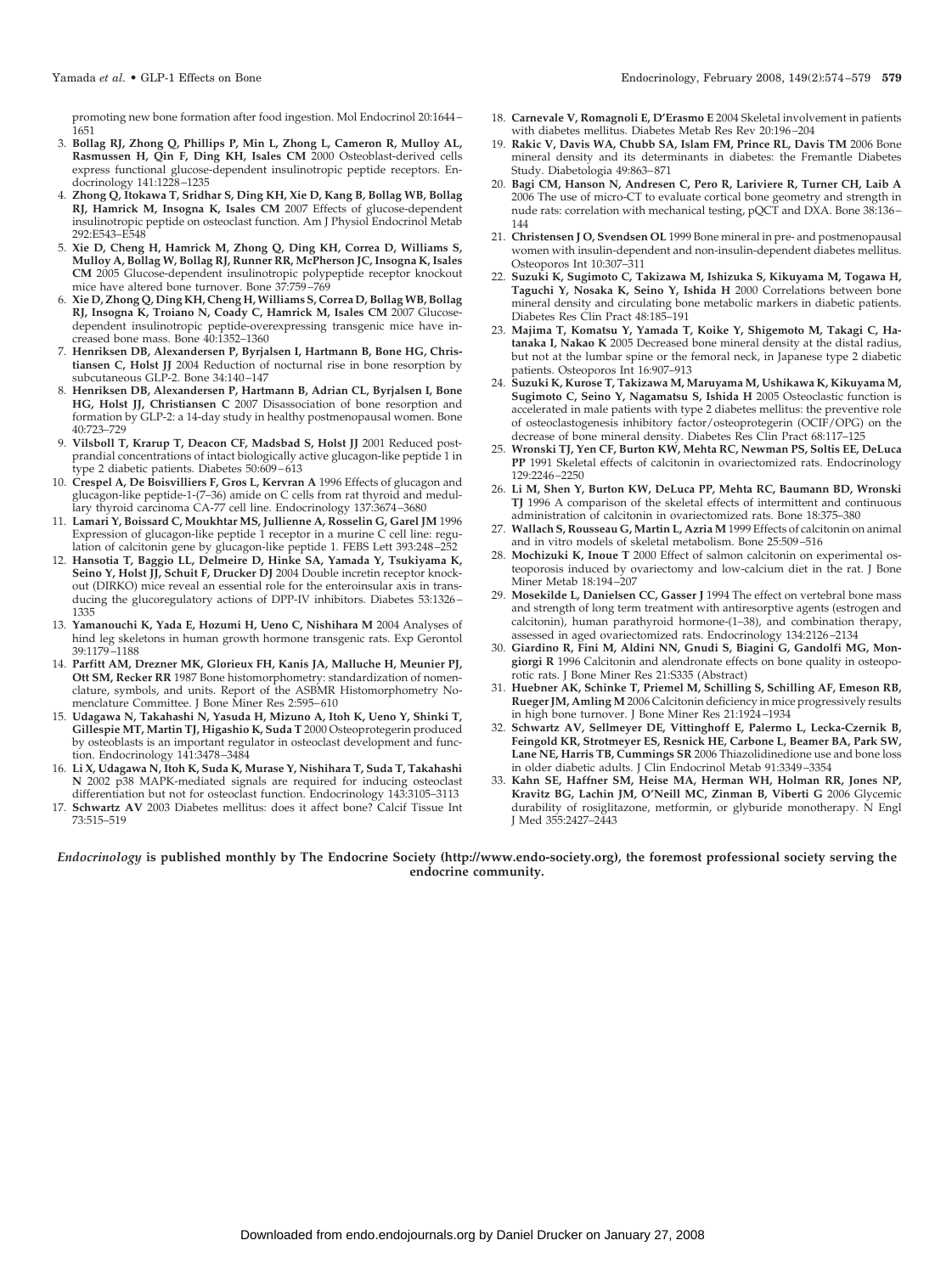promoting new bone formation after food ingestion. Mol Endocrinol 20:1644–1651

3. **Bollag RJ, Zhong Q, Phillips P, Min L, Zhong L, Cameron R, Mulloy AL, Rasmussen H, Qin F, Ding KH, Isales CM** 2000 Osteoblast-derived cells express functional glucose-dependent insulinotropic peptide receptors. Endocrinology 141:1228–1235
4. **Zhong Q, Itokawa T, Sridhar S, Ding KH, Xie D, Kang B, Bollag WB, Bollag RJ, Hamrick M, Insogna K, Isales CM** 2007 Effects of glucose-dependent insulinotropic peptide on osteoclast function. Am J Physiol Endocrinol Metab 292:E543–E548
5. **Xie D, Cheng H, Hamrick M, Zhong Q, Ding KH, Correa D, Williams S, Mulloy A, Bollag W, Bollag RJ, Runner RR, McPherson JC, Insogna K, Isales CM** 2005 Glucose-dependent insulinotropic polypeptide receptor knockout mice have altered bone turnover. Bone 37:759–769
6. **Xie D, Zhong Q, Ding KH, Cheng H, Williams S, Correa D, Bollag WB, Bollag RJ, Insogna K, Troiano N, Coady C, Hamrick M, Isales CM** 2007 Glucose-dependent insulinotropic peptide-overexpressing transgenic mice have increased bone mass. Bone 40:1352–1360
7. **Henriksen DB, Alexandersen P, Byrjalsen I, Hartmann B, Bone HG, Christiansen C, Holst JJ** 2004 Reduction of nocturnal rise in bone resorption by subcutaneous GLP-2. Bone 34:140–147
8. **Henriksen DB, Alexandersen P, Hartmann B, Adrian CL, Byrjalsen I, Bone HG, Holst JJ, Christiansen C** 2007 Disassociation of bone resorption and formation by GLP-2: a 14-day study in healthy postmenopausal women. Bone 40:723–729
9. **Vilsboll T, Krarup T, Deacon CF, Madsbad S, Holst JJ** 2001 Reduced postprandial concentrations of intact biologically active glucagon-like peptide 1 in type 2 diabetic patients. Diabetes 50:609–613
10. **Crespel A, De Boisvilliers F, Gros L, Kervran A** 1996 Effects of glucagon and glucagon-like peptide-1-(7–36) amide on C cells from rat thyroid and medullary thyroid carcinoma CA-77 cell line. Endocrinology 137:3674–3680
11. **Lamari Y, Boissard C, Moukhtar MS, Jullienne A, Rosselin G, Garel JM** 1996 Expression of glucagon-like peptide 1 receptor in a murine C cell line: regulation of calcitonin gene by glucagon-like peptide 1. FEBS Lett 393:248–252
12. **Hansotia T, Baggio LL, Delmeire D, Hinke SA, Yamada Y, Tsukiyama K, Seino Y, Holst JJ, Schuit F, Drucker DJ** 2004 Double incretin receptor knockout (DIRKO) mice reveal an essential role for the enteroinsular axis in transducing the glucoregulatory actions of DPP-IV inhibitors. Diabetes 53:1326–1335
13. **Yamanouchi K, Yada E, Hozumi H, Ueno C, Nishihara M** 2004 Analyses of hind leg skeletons in human growth hormone transgenic rats. Exp Gerontol 39:1179–1188
14. **Parfitt AM, Drezner MK, Glorieux FH, Kanis JA, Malluche H, Meunier PJ, Ott SM, Recker RR** 1987 Bone histomorphometry: standardization of nomenclature, symbols, and units. Report of the ASBMR Histomorphometry Nomenclature Committee. J Bone Miner Res 2:595–610
15. **Udagawa N, Takahashi N, Yasuda H, Mizuno A, Itoh K, Ueno Y, Shinki T, Gillespie MT, Martin TJ, Higashio K, Suda T** 2000 Osteoprotegerin produced by osteoblasts is an important regulator in osteoclast development and function. Endocrinology 141:3478–3484
16. **Li X, Udagawa N, Itoh K, Suda K, Murase Y, Nishihara T, Suda T, Takahashi N** 2002 p38 MAPK-mediated signals are required for inducing osteoclast differentiation but not for osteoclast function. Endocrinology 143:3105–3113
17. **Schwartz AV** 2003 Diabetes mellitus: does it affect bone? Calcif Tissue Int 73:515–519
18. **Carnevale V, Romagnoli E, D'Erasmo E** 2004 Skeletal involvement in patients with diabetes mellitus. Diabetes Metab Res Rev 20:196–204
19. **Rakic V, Davis WA, Chubb SA, Islam FM, Prince RL, Davis TM** 2006 Bone mineral density and its determinants in diabetes: the Fremantle Diabetes Study. Diabetologia 49:863–871
20. **Bagi CM, Hanson N, Andresen C, Pero R, Lariviere R, Turner CH, Laib A** 2006 The use of micro-CT to evaluate cortical bone geometry and strength in nude rats: correlation with mechanical testing, pQCT and DXA. Bone 38:136–144
21. **Christensen J O, Svendsen OL** 1999 Bone mineral in pre- and postmenopausal women with insulin-dependent and non-insulin-dependent diabetes mellitus. Osteoporos Int 10:307–311
22. **Suzuki K, Sugimoto C, Takizawa M, Ishizuka S, Kikuyama M, Togawa H, Taguchi Y, Nosaka K, Seino Y, Ishida H** 2000 Correlations between bone mineral density and circulating bone metabolic markers in diabetic patients. Diabetes Res Clin Pract 48:185–191
23. **Majima T, Komatsu Y, Yamada T, Koike Y, Shigemoto M, Takagi C, Hatanaka I, Nakao K** 2005 Decreased bone mineral density at the distal radius, but not at the lumbar spine or the femoral neck, in Japanese type 2 diabetic patients. Osteoporos Int 16:907–913
24. **Suzuki K, Kurose T, Takizawa M, Maruyama M, Ushikawa K, Kikuyama M, Sugimoto C, Seino Y, Nagamatsu S, Ishida H** 2005 Osteoclastic function is accelerated in male patients with type 2 diabetes mellitus: the preventive role of osteoclastogenesis inhibitory factor/osteoprotegerin (OCIF/OPG) on the decrease of bone mineral density. Diabetes Res Clin Pract 68:117–125
25. **Wronski TJ, Yen CF, Burton KW, Mehta RC, Newman PS, Soltis EE, DeLuca PP** 1991 Skeletal effects of calcitonin in ovariectomized rats. Endocrinology 129:2246–2250
26. **Li M, Shen Y, Burton KW, DeLuca PP, Mehta RC, Baumann BD, Wronski TJ** 1996 A comparison of the skeletal effects of intermittent and continuous administration of calcitonin in ovariectomized rats. Bone 18:375–380
27. **Wallach S, Rousseau G, Martin L, Azria M** 1999 Effects of calcitonin on animal and in vitro models of skeletal metabolism. Bone 25:509–516
28. **Mochizuki K, Inoue T** 2000 Effect of salmon calcitonin on experimental osteoporosis induced by ovariectomy and low-calcium diet in the rat. J Bone Miner Metab 18:194–207
29. **Mosekilde L, Danielsen CC, Gasser J** 1994 The effect on vertebral bone mass and strength of long term treatment with antiresorptive agents (estrogen and calcitonin), human parathyroid hormone-(1–38), and combination therapy, assessed in aged ovariectomized rats. Endocrinology 134:2126–2134
30. **Giardino R, Fini M, Aldini NN, Gnudi S, Biagini G, Gandolfi MG, Mongiorgi R** 1996 Calcitonin and alendronate effects on bone quality in osteoporotic rats. J Bone Miner Res 21:S335 (Abstract)
31. **Huebner AK, Schinke T, Priemel M, Schilling S, Schilling AF, Emeson RB, Rueger JM, Amling M** 2006 Calcitonin deficiency in mice progressively results in high bone turnover. J Bone Miner Res 21:1924–1934
32. **Schwartz AV, Sellmeyer DE, Vittinghoff E, Palermo L, Lecka-Czernik B, Feingold KR, Strotmeyer ES, Resnick HE, Carbone L, Beamer BA, Park SW, Lane NE, Harris TB, Cummings SR** 2006 Thiazolidinedione use and bone loss in older diabetic adults. J Clin Endocrinol Metab 91:3349–3354
33. **Kahn SE, Haffner SM, Heise MA, Herman WH, Holman RR, Jones NP, Kravitz BG, Lachin JM, O'Neill MC, Zinman B, Viberti G** 2006 Glycemic durability of rosiglitazone, metformin, or glyburide monotherapy. N Engl J Med 355:2427–2443

***Endocrinology* is published monthly by The Endocrine Society (http://www.endo-society.org), the foremost professional society serving the endocrine community.**